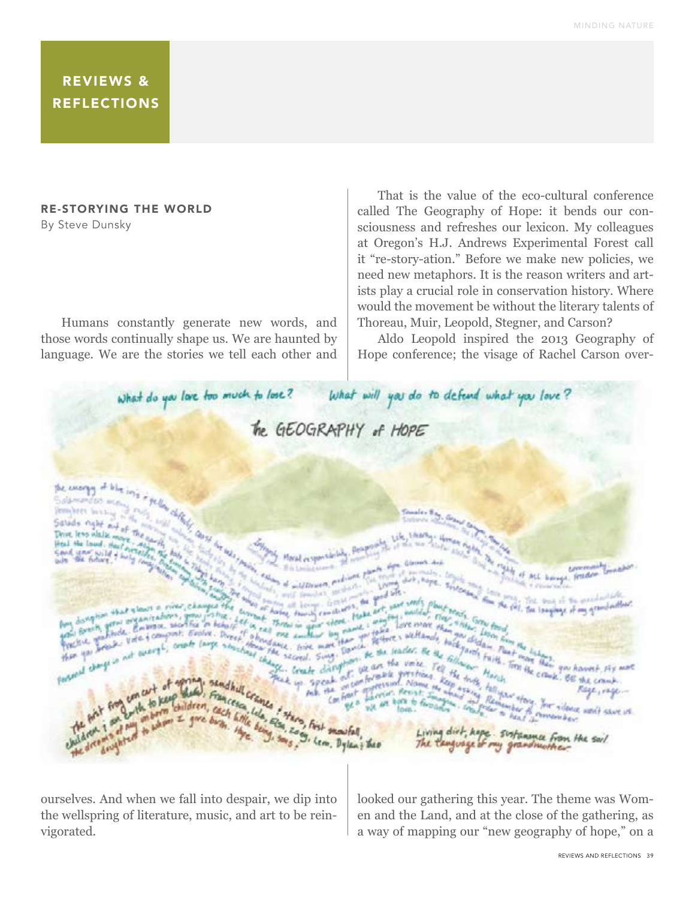## REVIEWS & REFLECTIONS

### RE-STORYING THE WORLD

By Steve Dunsky

Humans constantly generate new words, and those words continually shape us. We are haunted by language. We are the stories we tell each other and ourselves. And when we fall into despair, we dip into the wellspring of literature, music, and art to be reinvigorated.

That is the value of the eco-cultural conference called The Geography of Hope: it bends our consciousness and refreshes our lexicon. My colleagues at Oregon's H.J. Andrews Experimental Forest call it "re-story-ation." Before we make new policies, we need new metaphors. It is the reason writers and artists play a crucial role in conservation history. Where would the movement be without the literary talents of Thoreau, Muir, Leopold, Stegner, and Carson?

Aldo Leopold inspired the 2013 Geography of Hope conference; the visage of Rachel Carson overlooked our gathering this year. The theme was Women and the Land, and at the close of the gathering, as a way of mapping our "new geography of hope," on a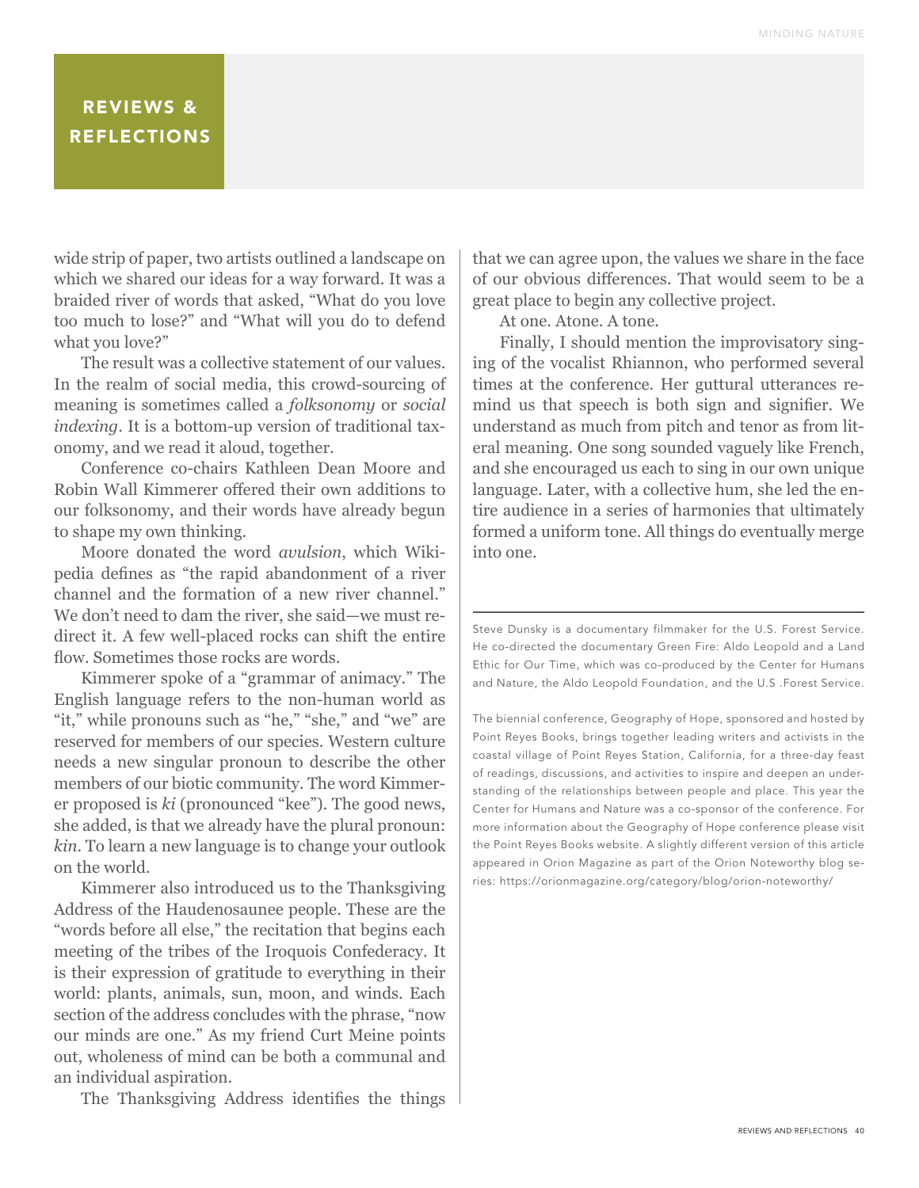## REVIEWS & REFLECTIONS

wide strip of paper, two artists outlined a landscape on which we shared our ideas for a way forward. It was a braided river of words that asked, "What do you love too much to lose?" and "What will you do to defend what you love?"

The result was a collective statement of our values. In the realm of social media, this crowd-sourcing of meaning is sometimes called a *folksonomy* or *social indexing*. It is a bottom-up version of traditional taxonomy, and we read it aloud, together.

Conference co-chairs Kathleen Dean Moore and Robin Wall Kimmerer offered their own additions to our folksonomy, and their words have already begun to shape my own thinking.

Moore donated the word *avulsion*, which Wikipedia defines as "the rapid abandonment of a river channel and the formation of a new river channel." We don't need to dam the river, she said—we must redirect it. A few well-placed rocks can shift the entire flow. Sometimes those rocks are words.

Kimmerer spoke of a "grammar of animacy." The English language refers to the non-human world as "it," while pronouns such as "he," "she," and "we" are reserved for members of our species. Western culture needs a new singular pronoun to describe the other members of our biotic community. The word Kimmerer proposed is *ki* (pronounced "kee"). The good news, she added, is that we already have the plural pronoun: *kin*. To learn a new language is to change your outlook on the world.

Kimmerer also introduced us to the Thanksgiving Address of the Haudenosaunee people. These are the "words before all else," the recitation that begins each meeting of the tribes of the Iroquois Confederacy. It is their expression of gratitude to everything in their world: plants, animals, sun, moon, and winds. Each section of the address concludes with the phrase, "now our minds are one." As my friend Curt Meine points out, wholeness of mind can be both a communal and an individual aspiration.

The Thanksgiving Address identifies the things that we can agree upon, the values we share in the face of our obvious differences. That would seem to be a great place to begin any collective project.

At one. Atone. A tone.

Finally, I should mention the improvisatory singing of the vocalist Rhiannon, who performed several times at the conference. Her guttural utterances remind us that speech is both sign and signifier. We understand as much from pitch and tenor as from literal meaning. One song sounded vaguely like French, and she encouraged us each to sing in our own unique language. Later, with a collective hum, she led the entire audience in a series of harmonies that ultimately formed a uniform tone. All things do eventually merge into one.

---

Steve Dunsky is a documentary filmmaker for the U.S. Forest Service. He co-directed the documentary Green Fire: Aldo Leopold and a Land Ethic for Our Time, which was co-produced by the Center for Humans and Nature, the Aldo Leopold Foundation, and the U.S .Forest Service.

The biennial conference, Geography of Hope, sponsored and hosted by Point Reyes Books, brings together leading writers and activists in the coastal village of Point Reyes Station, California, for a three-day feast of readings, discussions, and activities to inspire and deepen an understanding of the relationships between people and place. This year the Center for Humans and Nature was a co-sponsor of the conference. For more information about the Geography of Hope conference please visit the Point Reyes Books website. A slightly different version of this article appeared in Orion Magazine as part of the Orion Noteworthy blog series: https://orionmagazine.org/category/blog/orion-noteworthy/